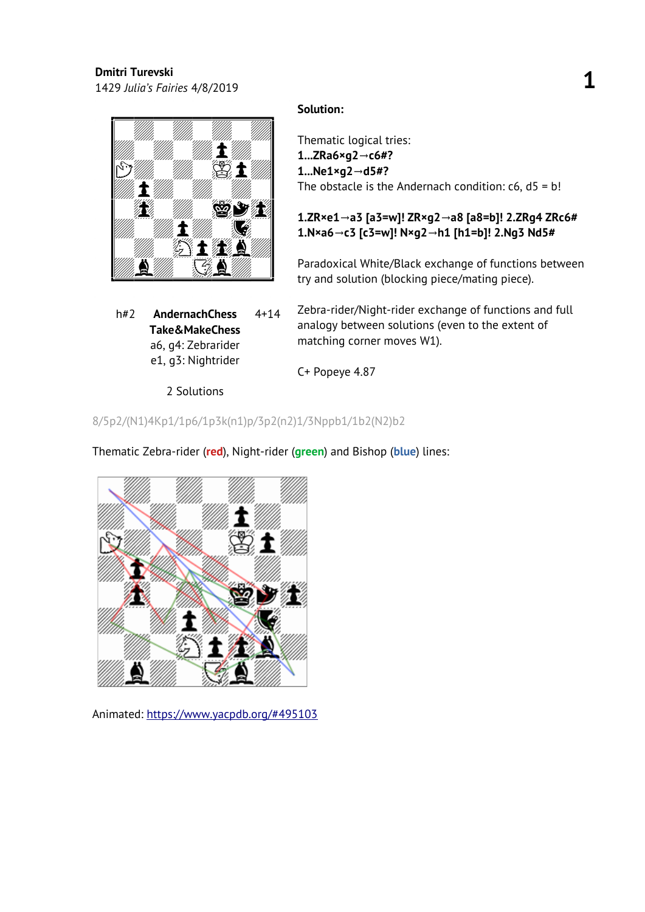**Dmitri Turevski**
1429 *Julia's Fairies* 4/8/2019

| h#2 | AndernachChess Take&MakeChess a6, g4: Zebrarider e1, g3: Nightrider | 4+14 |
|---|---|---|

2 Solutions

**Solution:**

Thematic logical tries:
**1...ZRa6×g2→c6#?**
**1...Ne1×g2→d5#?**
The obstacle is the Andernach condition: c6, d5 = b!

**1.ZR×e1→a3 [a3=w]! ZR×g2→a8 [a8=b]! 2.ZRg4 ZRc6#**
**1.N×a6→c3 [c3=w]! N×g2→h1 [h1=b]! 2.Ng3 Nd5#**

Paradoxical White/Black exchange of functions between try and solution (blocking piece/mating piece).

Zebra-rider/Night-rider exchange of functions and full analogy between solutions (even to the extent of matching corner moves W1).

C+ Popeye 4.87

8/5p2/(N1)4Kp1/1p6/1p3k(n1)p/3p2(n2)1/3Nppb1/1b2(N2)b2

Thematic Zebra-rider (**red**), Night-rider (**green**) and Bishop (**blue**) lines:

Animated: https://www.yacpdb.org/#495103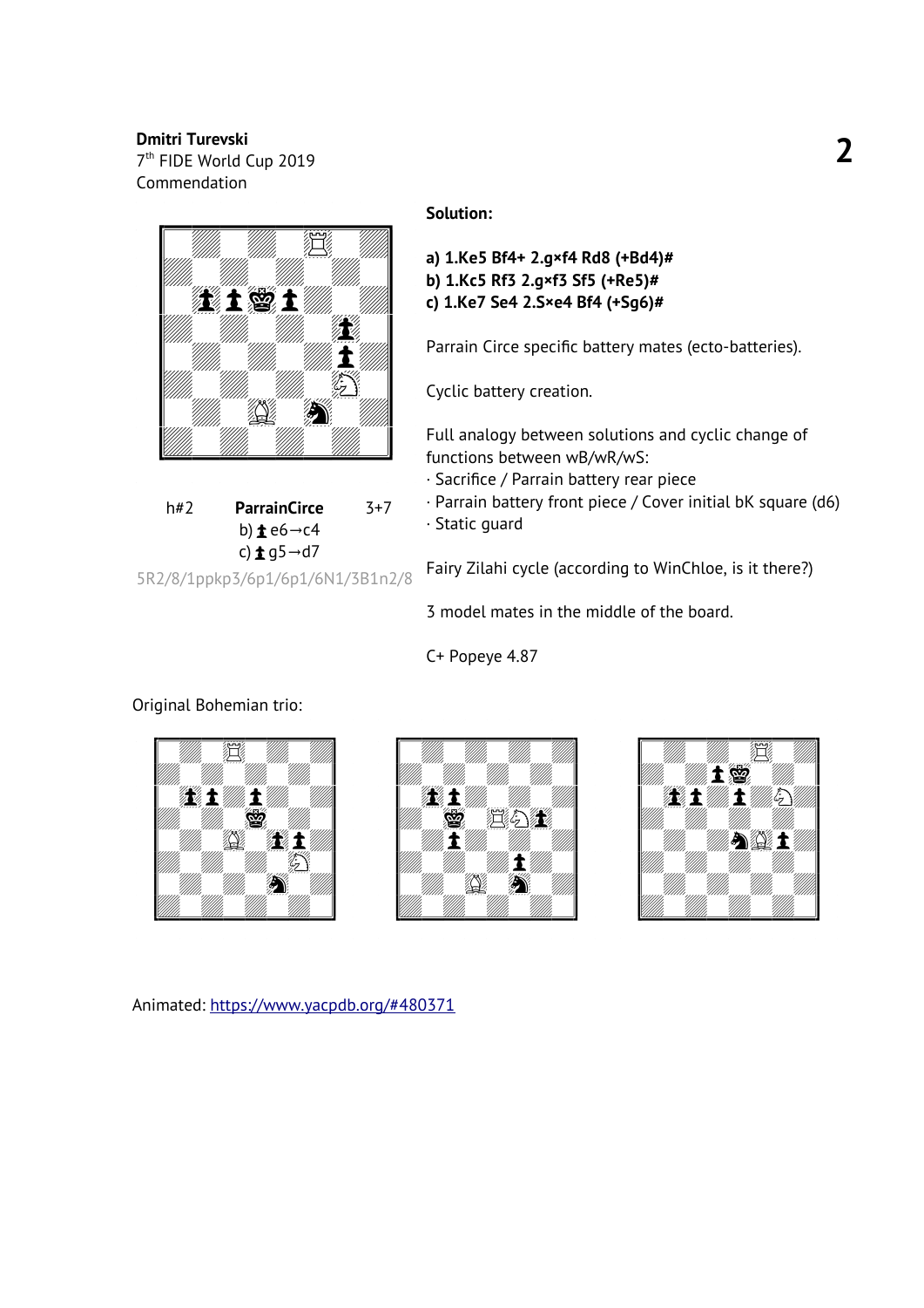**Dmitri Turevski**
7th FIDE World Cup 2019
Commendation

| h#2 | ParrainCirce | 3+7 |
| --- | --- | --- |
| | b) ♟e6→c4 | |
| | c) ♟g5→d7 | |

5R2/8/1ppkp3/6p1/6p1/6N1/3B1n2/8

**Solution:**

**a) 1.Ke5 Bf4+ 2.g×f4 Rd8 (+Bd4)#**
**b) 1.Kc5 Rf3 2.g×f3 Sf5 (+Re5)#**
**c) 1.Ke7 Se4 2.S×e4 Bf4 (+Sg6)#**

Parrain Circe specific battery mates (ecto-batteries).

Cyclic battery creation.

Full analogy between solutions and cyclic change of functions between wB/wR/wS:
· Sacrifice / Parrain battery rear piece
· Parrain battery front piece / Cover initial bK square (d6)
· Static guard

Fairy Zilahi cycle (according to WinChloe, is it there?)

3 model mates in the middle of the board.

C+ Popeye 4.87

Original Bohemian trio:

Animated: https://www.yacpdb.org/#480371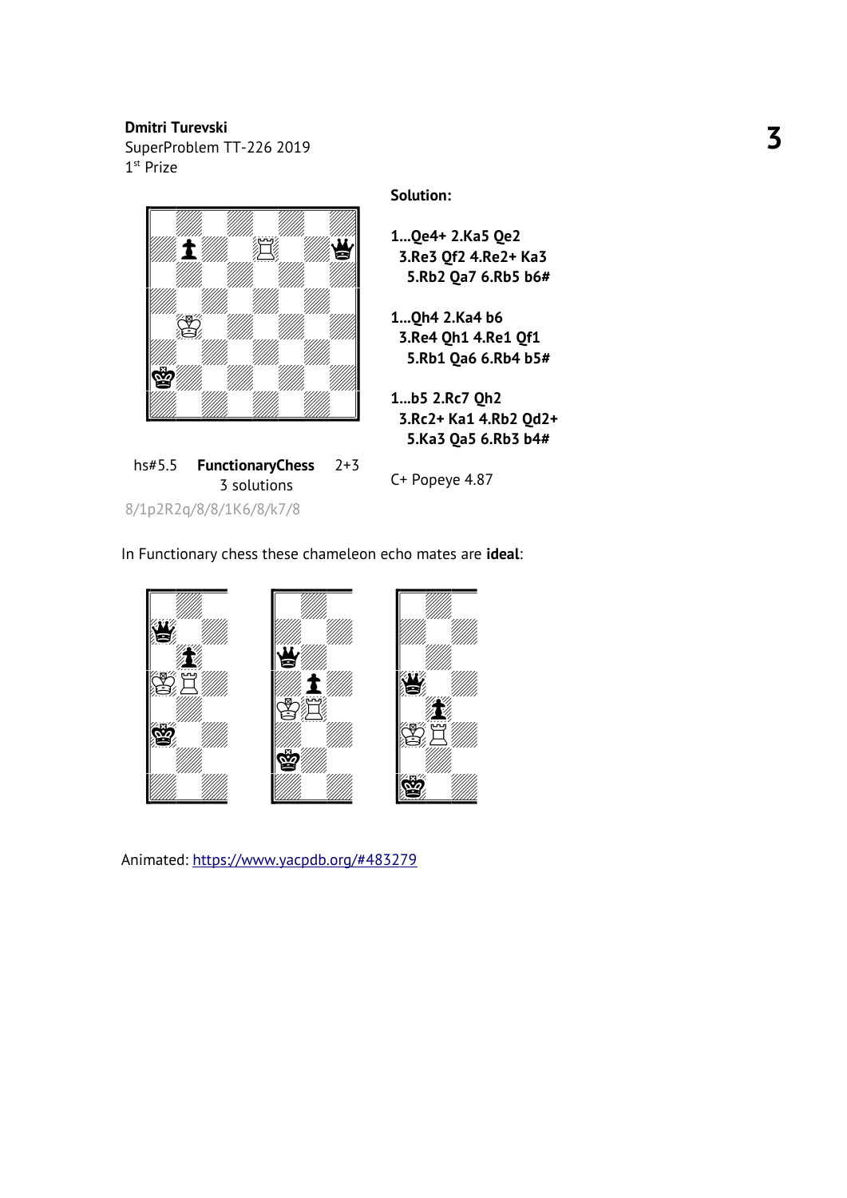**Dmitri Turevski**
SuperProblem TT-226 2019
1st Prize

hs#5.5 **FunctionaryChess** 2+3
3 solutions

8/1p2R2q/8/8/1K6/8/k7/8

**Solution:**

1...Qe4+ 2.Ka5 Qe2
3.Re3 Qf2 4.Re2+ Ka3
5.Rb2 Qa7 6.Rb5 b6#

1...Qh4 2.Ka4 b6
3.Re4 Qh1 4.Re1 Qf1
5.Rb1 Qa6 6.Rb4 b5#

1...b5 2.Rc7 Qh2
3.Rc2+ Ka1 4.Rb2 Qd2+
5.Ka3 Qa5 6.Rb3 b4#

C+ Popeye 4.87

In Functionary chess these chameleon echo mates are **ideal**:

Animated: https://www.yacpdb.org/#483279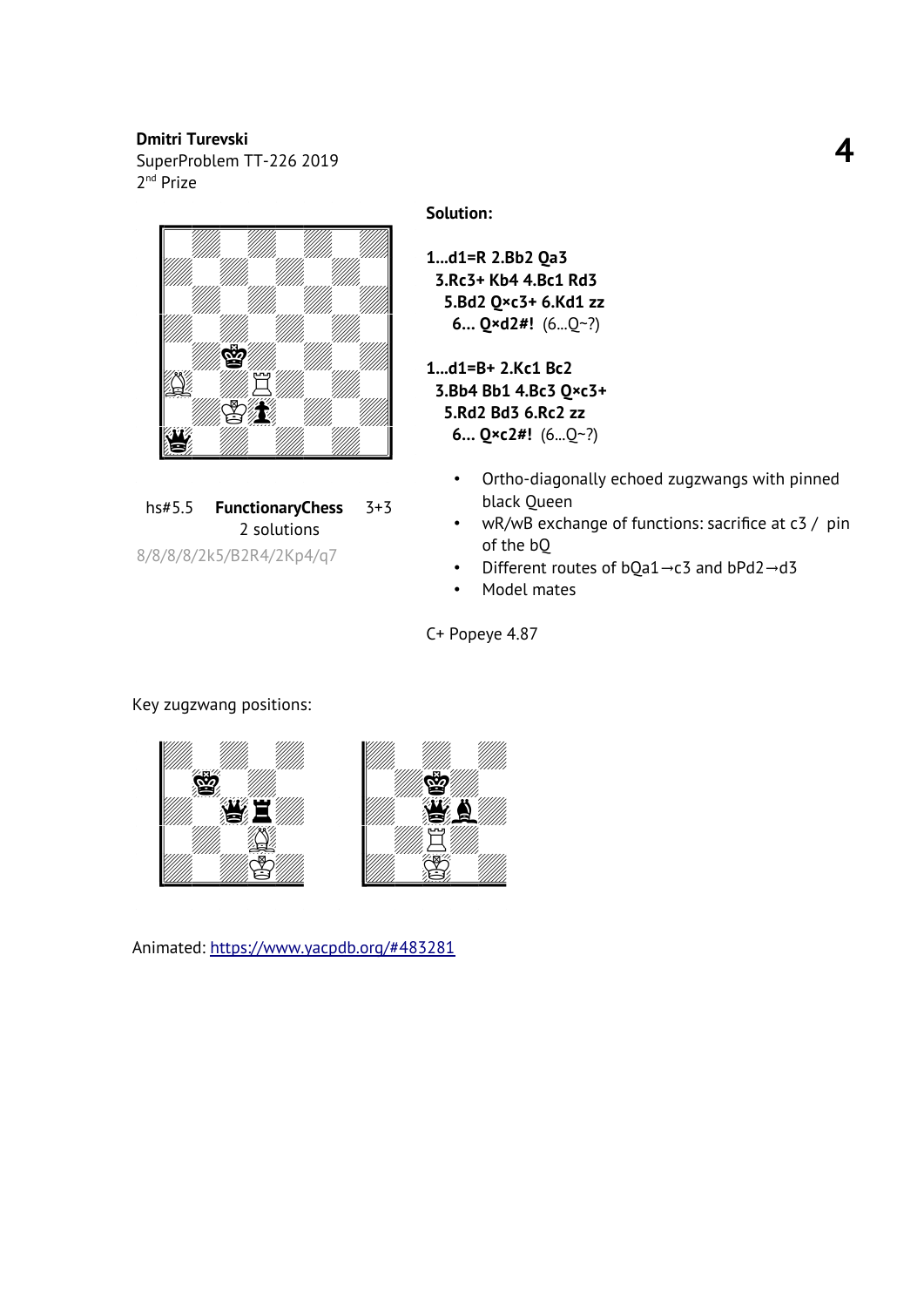**Dmitri Turevski**
SuperProblem TT-226 2019
2nd Prize

hs#5.5 **FunctionaryChess** 3+3
2 solutions

8/8/8/8/2k5/B2R4/2Kp4/q7

**Solution:**

**1...d1=R 2.Bb2 Qa3**
**3.Rc3+ Kb4 4.Bc1 Rd3**
**5.Bd2 Q×c3+ 6.Kd1 zz**
**6... Q×d2#!** (6...Q~?)

**1...d1=B+ 2.Kc1 Bc2**
**3.Bb4 Bb1 4.Bc3 Q×c3+**
**5.Rd2 Bd3 6.Rc2 zz**
**6... Q×c2#!** (6...Q~?)

- Ortho-diagonally echoed zugzwangs with pinned black Queen
- wR/wB exchange of functions: sacrifice at c3 / pin of the bQ
- Different routes of bQa1→c3 and bPd2→d3
- Model mates

C+ Popeye 4.87

Key zugzwang positions:

Animated: https://www.yacpdb.org/#483281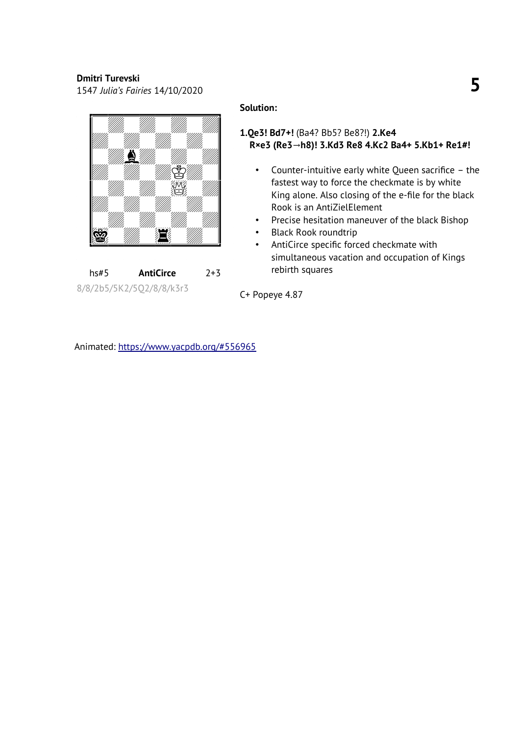**Dmitri Turevski**
1547 *Julia's Fairies* 14/10/2020

hs#5 **AntiCirce** 2+3

8/8/2b5/5K2/5Q2/8/8/k3r3

**Solution:**

**1.Qe3! Bd7+!** (Ba4? Bb5? Be8?!) **2.Ke4 R×e3 (Re3→h8)! 3.Kd3 Re8 4.Kc2 Ba4+ 5.Kb1+ Re1#!**

- Counter-intuitive early white Queen sacrifice – the fastest way to force the checkmate is by white King alone. Also closing of the e-file for the black Rook is an AntiZielElement
- Precise hesitation maneuver of the black Bishop
- Black Rook roundtrip
- AntiCirce specific forced checkmate with simultaneous vacation and occupation of Kings rebirth squares

C+ Popeye 4.87

Animated: https://www.yacpdb.org/#556965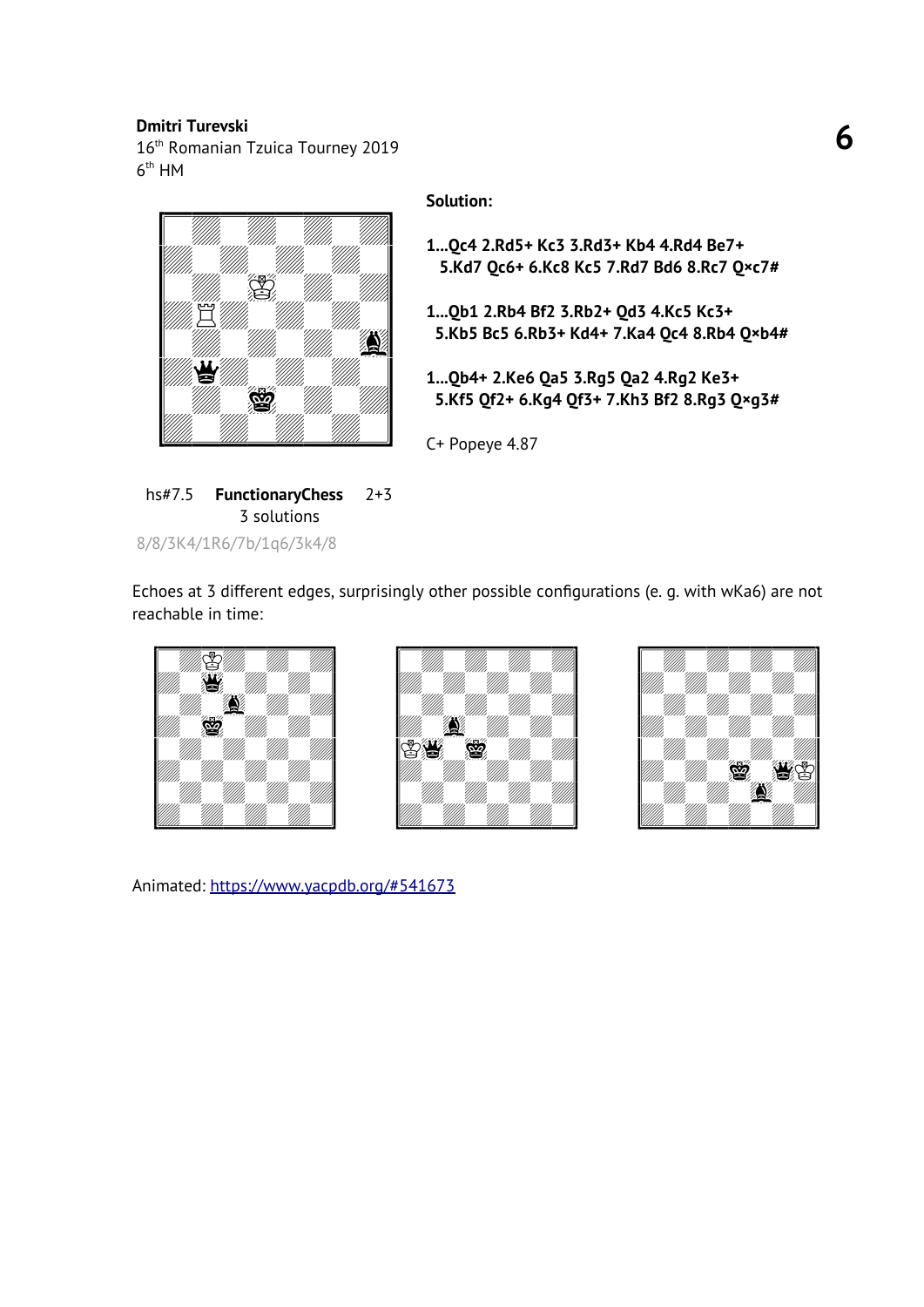**Dmitri Turevski**
16th Romanian Tzuica Tourney 2019
6th HM

hs#7.5 **FunctionaryChess** 2+3
3 solutions

8/8/3K4/1R6/7b/1q6/3k4/8

**Solution:**

**1...Qc4 2.Rd5+ Kc3 3.Rd3+ Kb4 4.Rd4 Be7+ 5.Kd7 Qc6+ 6.Kc8 Kc5 7.Rd7 Bd6 8.Rc7 Q×c7#**

**1...Qb1 2.Rb4 Bf2 3.Rb2+ Qd3 4.Kc5 Kc3+ 5.Kb5 Bc5 6.Rb3+ Kd4+ 7.Ka4 Qc4 8.Rb4 Q×b4#**

**1...Qb4+ 2.Ke6 Qa5 3.Rg5 Qa2 4.Rg2 Ke3+ 5.Kf5 Qf2+ 6.Kg4 Qf3+ 7.Kh3 Bf2 8.Rg3 Q×g3#**

C+ Popeye 4.87

Echoes at 3 different edges, surprisingly other possible configurations (e. g. with wKa6) are not reachable in time:

Animated: https://www.yacpdb.org/#541673